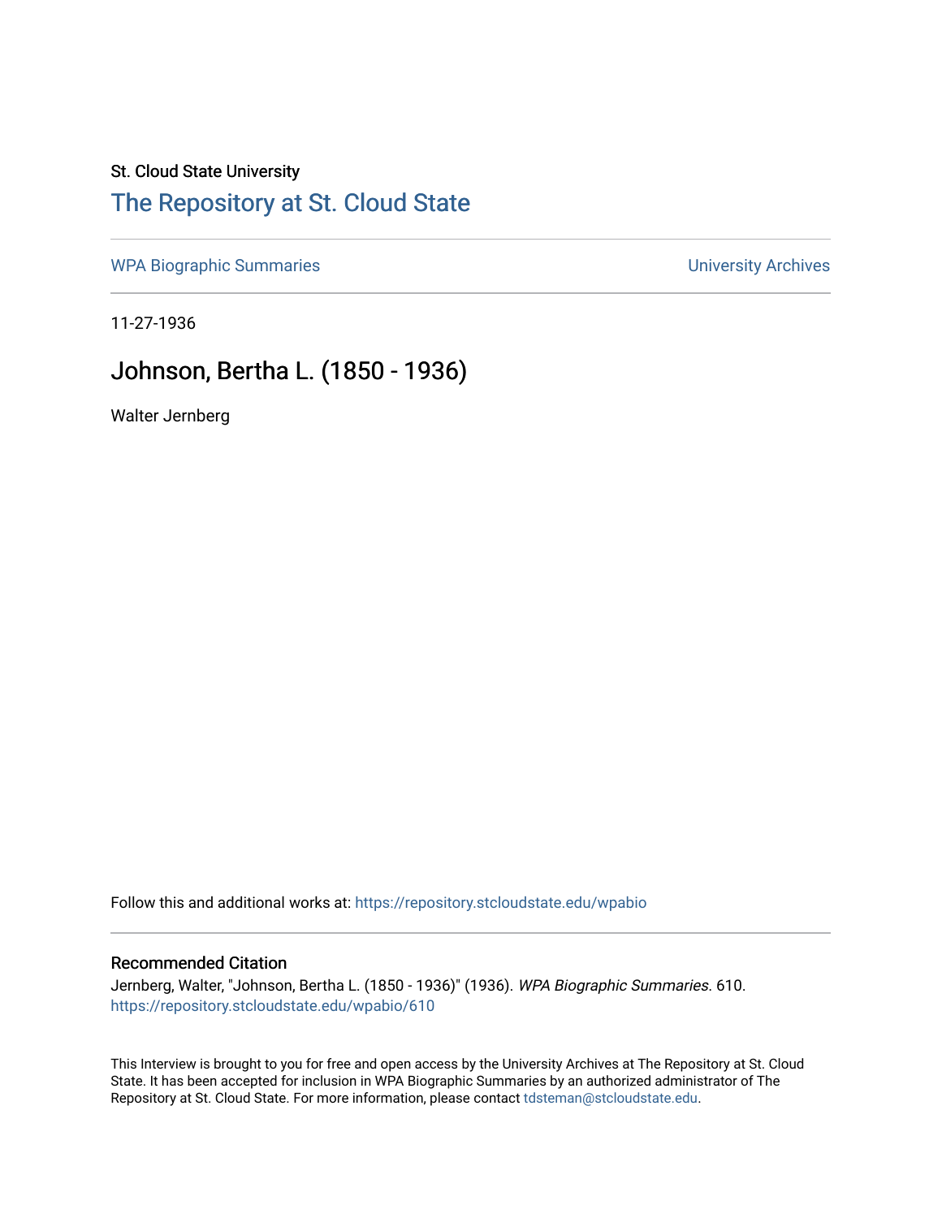St. Cloud State University

## The Repository at St. Cloud State

WPA Biographic Summaries | University Archives

11-27-1936

# Johnson, Bertha L. (1850 - 1936)

Walter Jernberg

Follow this and additional works at: https://repository.stcloudstate.edu/wpabio

### Recommended Citation

Jernberg, Walter, "Johnson, Bertha L. (1850 - 1936)" (1936). *WPA Biographic Summaries*. 610.
https://repository.stcloudstate.edu/wpabio/610

This Interview is brought to you for free and open access by the University Archives at The Repository at St. Cloud State. It has been accepted for inclusion in WPA Biographic Summaries by an authorized administrator of The Repository at St. Cloud State. For more information, please contact tdsteman@stcloudstate.edu.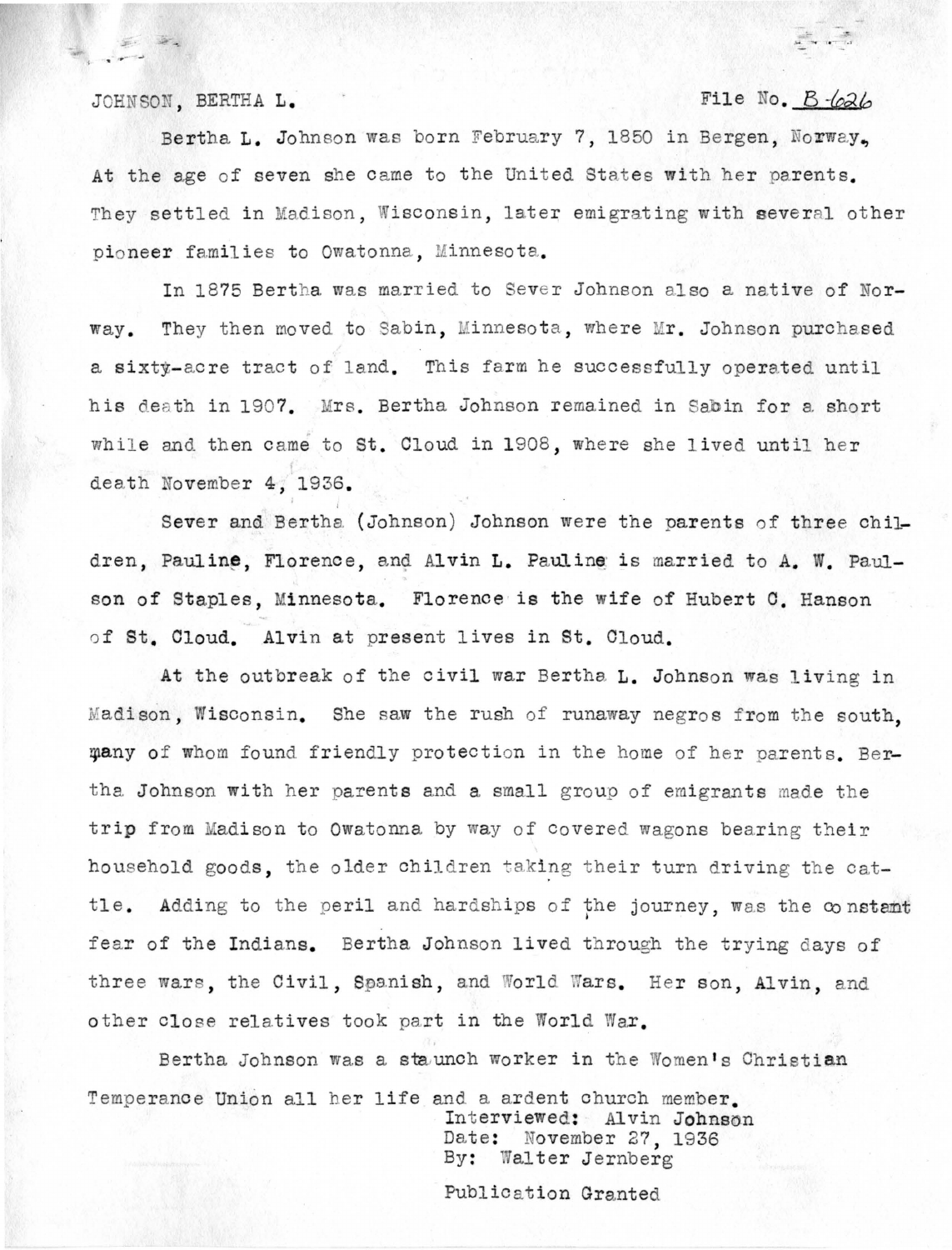JOHNSON, BERTHA L. File No. B-626

Bertha L. Johnson was born February 7, 1850 in Bergen, Norway. At the age of seven she came to the United States with her parents. They settled in Madison, Wisconsin, later emigrating with several other pioneer families to Owatonna, Minnesota.

In 1875 Bertha was married to Sever Johnson also a native of Norway. They then moved to Sabin, Minnesota, where Mr. Johnson purchased a sixty-acre tract of land. This farm he successfully operated until his death in 1907. Mrs. Bertha Johnson remained in Sabin for a short while and then came to St. Cloud in 1908, where she lived until her death November 4, 1936.

Sever and Bertha (Johnson) Johnson were the parents of three children, Pauline, Florence, and Alvin L. Pauline is married to A. W. Paulson of Staples, Minnesota. Florence is the wife of Hubert C. Hanson of St. Cloud. Alvin at present lives in St. Cloud.

At the outbreak of the civil war Bertha L. Johnson was living in Madison, Wisconsin. She saw the rush of runaway negros from the south, many of whom found friendly protection in the home of her parents. Bertha Johnson with her parents and a small group of emigrants made the trip from Madison to Owatonna by way of covered wagons bearing their household goods, the older children taking their turn driving the cattle. Adding to the peril and hardships of the journey, was the constant fear of the Indians. Bertha Johnson lived through the trying days of three wars, the Civil, Spanish, and World Wars. Her son, Alvin, and other close relatives took part in the World War.

Bertha Johnson was a staunch worker in the Women's Christian Temperance Union all her life and a ardent church member.

Interviewed: Alvin Johnson
Date: November 27, 1936
By: Walter Jernberg

Publication Granted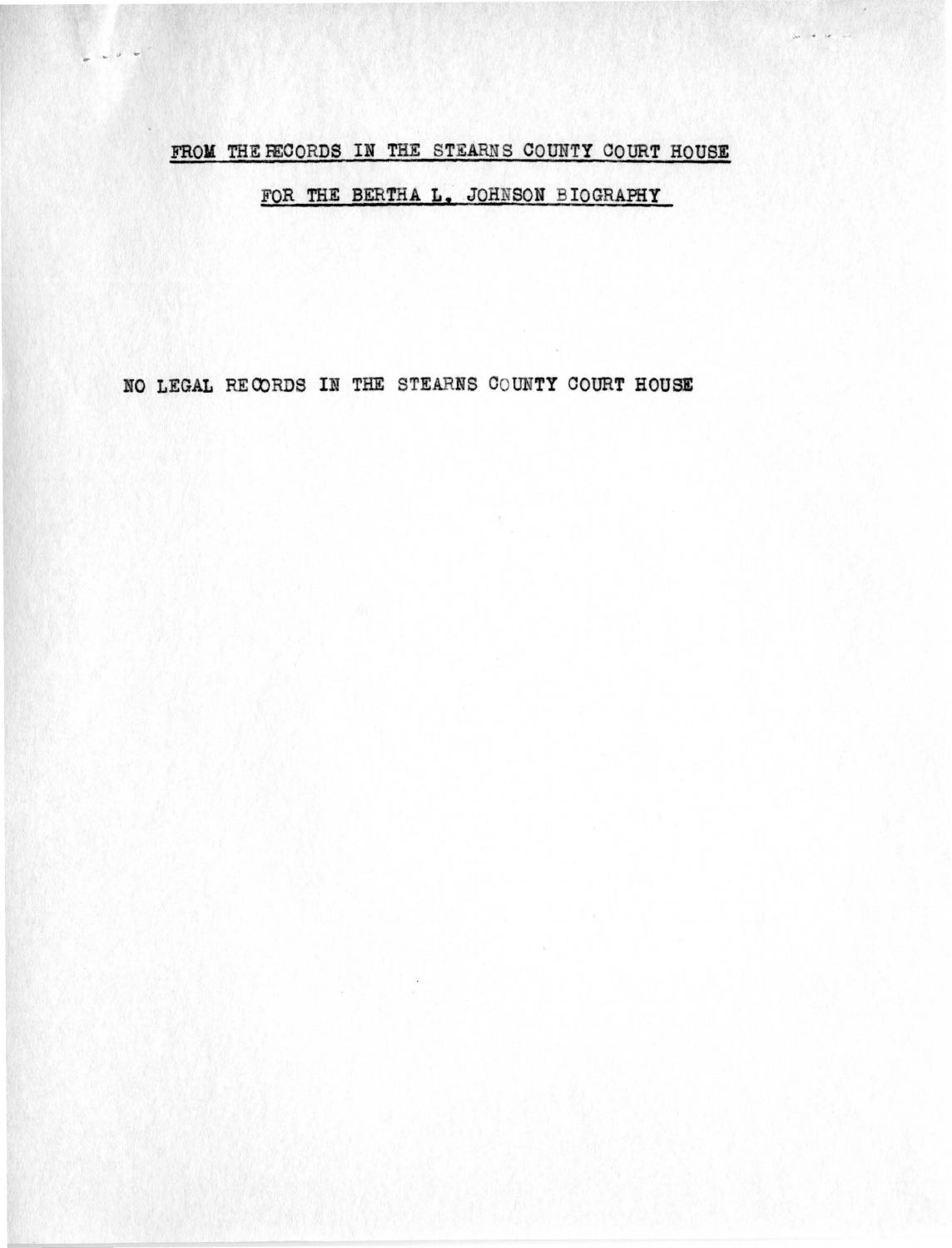FROM THE RECORDS IN THE STEARNS COUNTY COURT HOUSE

FOR THE BERTHA L. JOHNSON BIOGRAPHY

NO LEGAL RECORDS IN THE STEARNS COUNTY COURT HOUSE